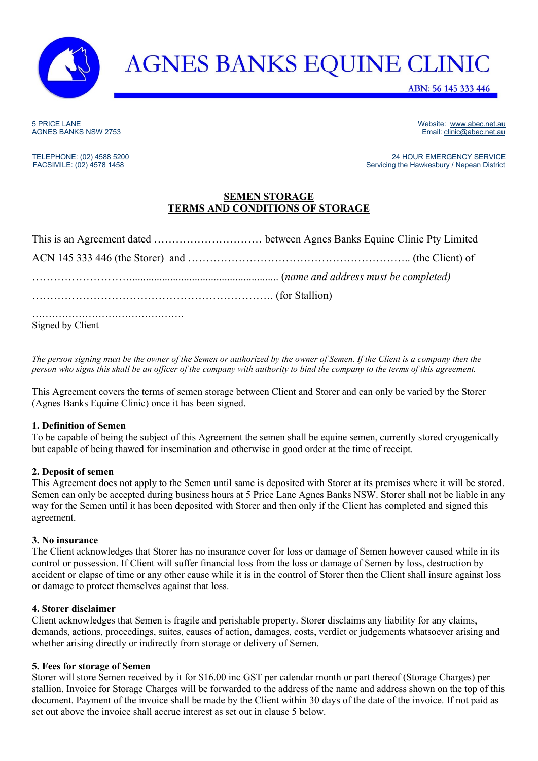# AGNES BANKS EQUINE CLINIC

ABN: 56 145 333 446

5 PRICE LANE
AGNES BANKS NSW 2753

Website: www.abec.net.au
Email: clinic@abec.net.au

TELEPHONE: (02) 4588 5200
FACSIMILE: (02) 4578 1458

24 HOUR EMERGENCY SERVICE
Servicing the Hawkesbury / Nepean District

## SEMEN STORAGE
## TERMS AND CONDITIONS OF STORAGE

This is an Agreement dated ………………………… between Agnes Banks Equine Clinic Pty Limited ACN 145 333 446 (the Storer) and …………………………………………………….. (the Client) of ……………………….......................................................... (*name and address must be completed)*

…………………………………………………………. (for Stallion)

……………………………………….
Signed by Client

*The person signing must be the owner of the Semen or authorized by the owner of Semen. If the Client is a company then the person who signs this shall be an officer of the company with authority to bind the company to the terms of this agreement.*

This Agreement covers the terms of semen storage between Client and Storer and can only be varied by the Storer (Agnes Banks Equine Clinic) once it has been signed.

**1. Definition of Semen**
To be capable of being the subject of this Agreement the semen shall be equine semen, currently stored cryogenically but capable of being thawed for insemination and otherwise in good order at the time of receipt.

**2. Deposit of semen**
This Agreement does not apply to the Semen until same is deposited with Storer at its premises where it will be stored. Semen can only be accepted during business hours at 5 Price Lane Agnes Banks NSW. Storer shall not be liable in any way for the Semen until it has been deposited with Storer and then only if the Client has completed and signed this agreement.

**3. No insurance**
The Client acknowledges that Storer has no insurance cover for loss or damage of Semen however caused while in its control or possession. If Client will suffer financial loss from the loss or damage of Semen by loss, destruction by accident or elapse of time or any other cause while it is in the control of Storer then the Client shall insure against loss or damage to protect themselves against that loss.

**4. Storer disclaimer**
Client acknowledges that Semen is fragile and perishable property. Storer disclaims any liability for any claims, demands, actions, proceedings, suites, causes of action, damages, costs, verdict or judgements whatsoever arising and whether arising directly or indirectly from storage or delivery of Semen.

**5. Fees for storage of Semen**
Storer will store Semen received by it for $16.00 inc GST per calendar month or part thereof (Storage Charges) per stallion. Invoice for Storage Charges will be forwarded to the address of the name and address shown on the top of this document. Payment of the invoice shall be made by the Client within 30 days of the date of the invoice. If not paid as set out above the invoice shall accrue interest as set out in clause 5 below.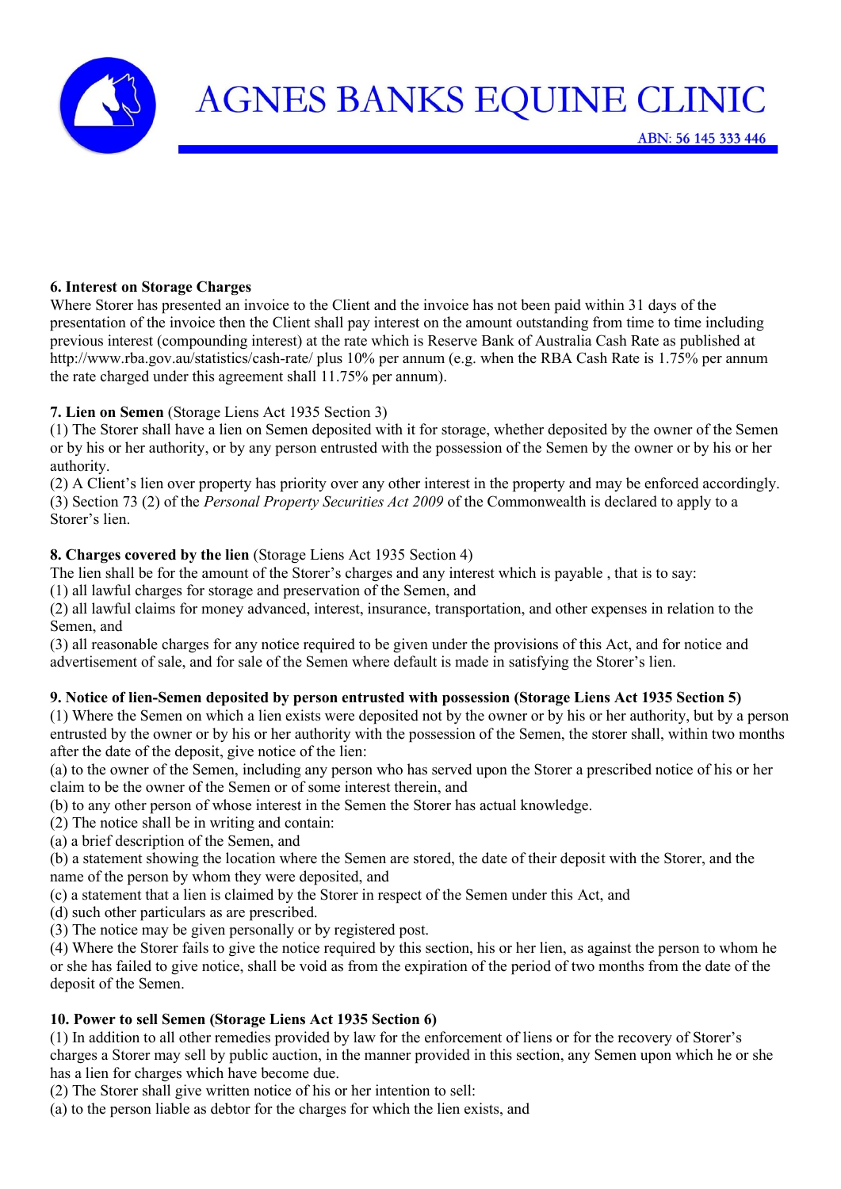**6. Interest on Storage Charges**
Where Storer has presented an invoice to the Client and the invoice has not been paid within 31 days of the presentation of the invoice then the Client shall pay interest on the amount outstanding from time to time including previous interest (compounding interest) at the rate which is Reserve Bank of Australia Cash Rate as published at http://www.rba.gov.au/statistics/cash-rate/ plus 10% per annum (e.g. when the RBA Cash Rate is 1.75% per annum the rate charged under this agreement shall 11.75% per annum).

**7. Lien on Semen** (Storage Liens Act 1935 Section 3)
(1) The Storer shall have a lien on Semen deposited with it for storage, whether deposited by the owner of the Semen or by his or her authority, or by any person entrusted with the possession of the Semen by the owner or by his or her authority.
(2) A Client's lien over property has priority over any other interest in the property and may be enforced accordingly.
(3) Section 73 (2) of the *Personal Property Securities Act 2009* of the Commonwealth is declared to apply to a Storer's lien.

**8. Charges covered by the lien** (Storage Liens Act 1935 Section 4)
The lien shall be for the amount of the Storer's charges and any interest which is payable , that is to say:
(1) all lawful charges for storage and preservation of the Semen, and
(2) all lawful claims for money advanced, interest, insurance, transportation, and other expenses in relation to the Semen, and
(3) all reasonable charges for any notice required to be given under the provisions of this Act, and for notice and advertisement of sale, and for sale of the Semen where default is made in satisfying the Storer's lien.

**9. Notice of lien-Semen deposited by person entrusted with possession (Storage Liens Act 1935 Section 5)**
(1) Where the Semen on which a lien exists were deposited not by the owner or by his or her authority, but by a person entrusted by the owner or by his or her authority with the possession of the Semen, the storer shall, within two months after the date of the deposit, give notice of the lien:
(a) to the owner of the Semen, including any person who has served upon the Storer a prescribed notice of his or her claim to be the owner of the Semen or of some interest therein, and
(b) to any other person of whose interest in the Semen the Storer has actual knowledge.
(2) The notice shall be in writing and contain:
(a) a brief description of the Semen, and
(b) a statement showing the location where the Semen are stored, the date of their deposit with the Storer, and the name of the person by whom they were deposited, and
(c) a statement that a lien is claimed by the Storer in respect of the Semen under this Act, and
(d) such other particulars as are prescribed.
(3) The notice may be given personally or by registered post.
(4) Where the Storer fails to give the notice required by this section, his or her lien, as against the person to whom he or she has failed to give notice, shall be void as from the expiration of the period of two months from the date of the deposit of the Semen.

**10. Power to sell Semen (Storage Liens Act 1935 Section 6)**
(1) In addition to all other remedies provided by law for the enforcement of liens or for the recovery of Storer's charges a Storer may sell by public auction, in the manner provided in this section, any Semen upon which he or she has a lien for charges which have become due.
(2) The Storer shall give written notice of his or her intention to sell:
(a) to the person liable as debtor for the charges for which the lien exists, and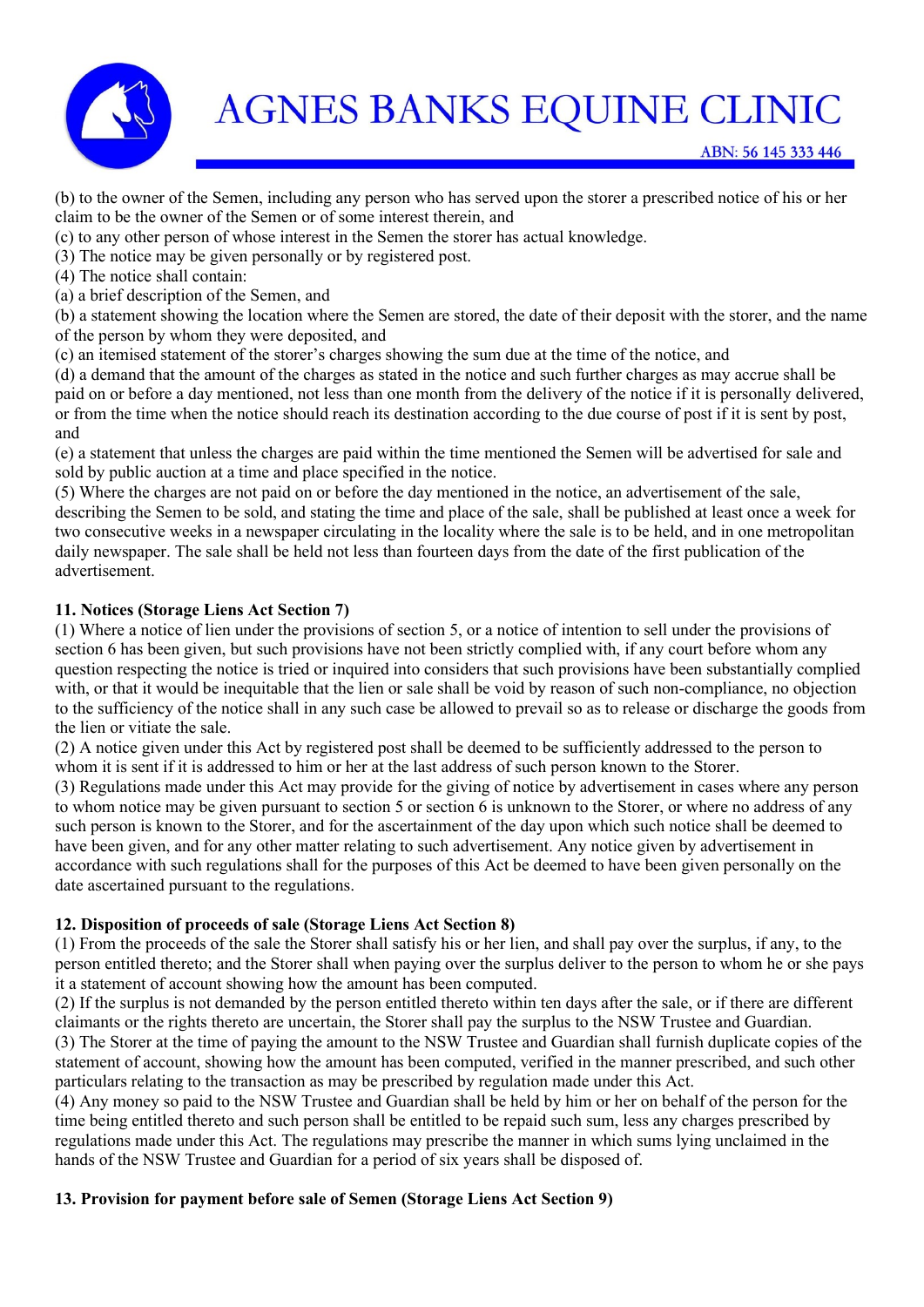(b) to the owner of the Semen, including any person who has served upon the storer a prescribed notice of his or her claim to be the owner of the Semen or of some interest therein, and

(c) to any other person of whose interest in the Semen the storer has actual knowledge.

(3) The notice may be given personally or by registered post.

(4) The notice shall contain:

(a) a brief description of the Semen, and

(b) a statement showing the location where the Semen are stored, the date of their deposit with the storer, and the name of the person by whom they were deposited, and

(c) an itemised statement of the storer's charges showing the sum due at the time of the notice, and

(d) a demand that the amount of the charges as stated in the notice and such further charges as may accrue shall be paid on or before a day mentioned, not less than one month from the delivery of the notice if it is personally delivered, or from the time when the notice should reach its destination according to the due course of post if it is sent by post, and

(e) a statement that unless the charges are paid within the time mentioned the Semen will be advertised for sale and sold by public auction at a time and place specified in the notice.

(5) Where the charges are not paid on or before the day mentioned in the notice, an advertisement of the sale, describing the Semen to be sold, and stating the time and place of the sale, shall be published at least once a week for two consecutive weeks in a newspaper circulating in the locality where the sale is to be held, and in one metropolitan daily newspaper. The sale shall be held not less than fourteen days from the date of the first publication of the advertisement.

**11. Notices (Storage Liens Act Section 7)**

(1) Where a notice of lien under the provisions of section 5, or a notice of intention to sell under the provisions of section 6 has been given, but such provisions have not been strictly complied with, if any court before whom any question respecting the notice is tried or inquired into considers that such provisions have been substantially complied with, or that it would be inequitable that the lien or sale shall be void by reason of such non-compliance, no objection to the sufficiency of the notice shall in any such case be allowed to prevail so as to release or discharge the goods from the lien or vitiate the sale.

(2) A notice given under this Act by registered post shall be deemed to be sufficiently addressed to the person to whom it is sent if it is addressed to him or her at the last address of such person known to the Storer.

(3) Regulations made under this Act may provide for the giving of notice by advertisement in cases where any person to whom notice may be given pursuant to section 5 or section 6 is unknown to the Storer, or where no address of any such person is known to the Storer, and for the ascertainment of the day upon which such notice shall be deemed to have been given, and for any other matter relating to such advertisement. Any notice given by advertisement in accordance with such regulations shall for the purposes of this Act be deemed to have been given personally on the date ascertained pursuant to the regulations.

**12. Disposition of proceeds of sale (Storage Liens Act Section 8)**

(1) From the proceeds of the sale the Storer shall satisfy his or her lien, and shall pay over the surplus, if any, to the person entitled thereto; and the Storer shall when paying over the surplus deliver to the person to whom he or she pays it a statement of account showing how the amount has been computed.

(2) If the surplus is not demanded by the person entitled thereto within ten days after the sale, or if there are different claimants or the rights thereto are uncertain, the Storer shall pay the surplus to the NSW Trustee and Guardian.

(3) The Storer at the time of paying the amount to the NSW Trustee and Guardian shall furnish duplicate copies of the statement of account, showing how the amount has been computed, verified in the manner prescribed, and such other particulars relating to the transaction as may be prescribed by regulation made under this Act.

(4) Any money so paid to the NSW Trustee and Guardian shall be held by him or her on behalf of the person for the time being entitled thereto and such person shall be entitled to be repaid such sum, less any charges prescribed by regulations made under this Act. The regulations may prescribe the manner in which sums lying unclaimed in the hands of the NSW Trustee and Guardian for a period of six years shall be disposed of.

**13. Provision for payment before sale of Semen (Storage Liens Act Section 9)**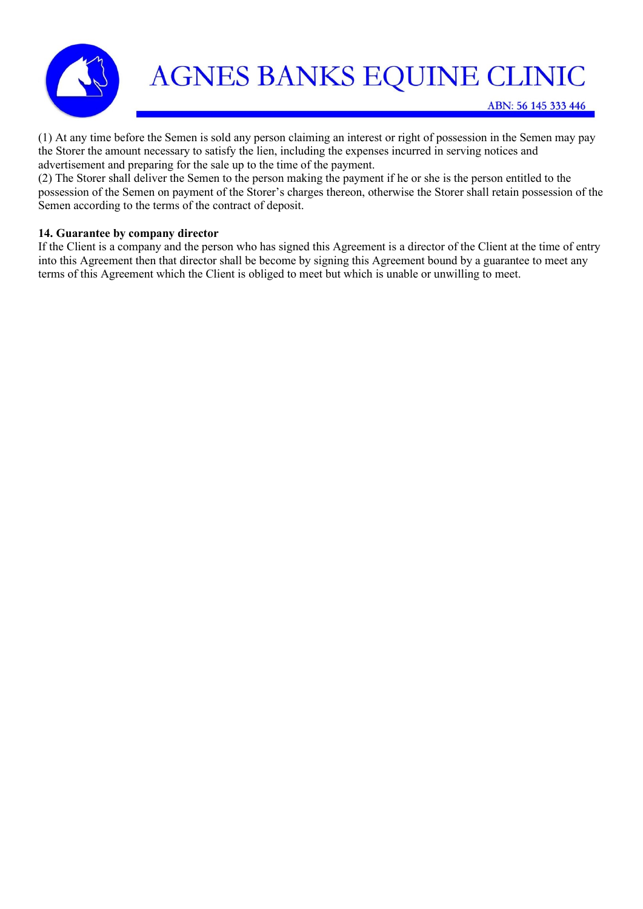(1) At any time before the Semen is sold any person claiming an interest or right of possession in the Semen may pay the Storer the amount necessary to satisfy the lien, including the expenses incurred in serving notices and advertisement and preparing for the sale up to the time of the payment.
(2) The Storer shall deliver the Semen to the person making the payment if he or she is the person entitled to the possession of the Semen on payment of the Storer's charges thereon, otherwise the Storer shall retain possession of the Semen according to the terms of the contract of deposit.

**14. Guarantee by company director**
If the Client is a company and the person who has signed this Agreement is a director of the Client at the time of entry into this Agreement then that director shall be become by signing this Agreement bound by a guarantee to meet any terms of this Agreement which the Client is obliged to meet but which is unable or unwilling to meet.